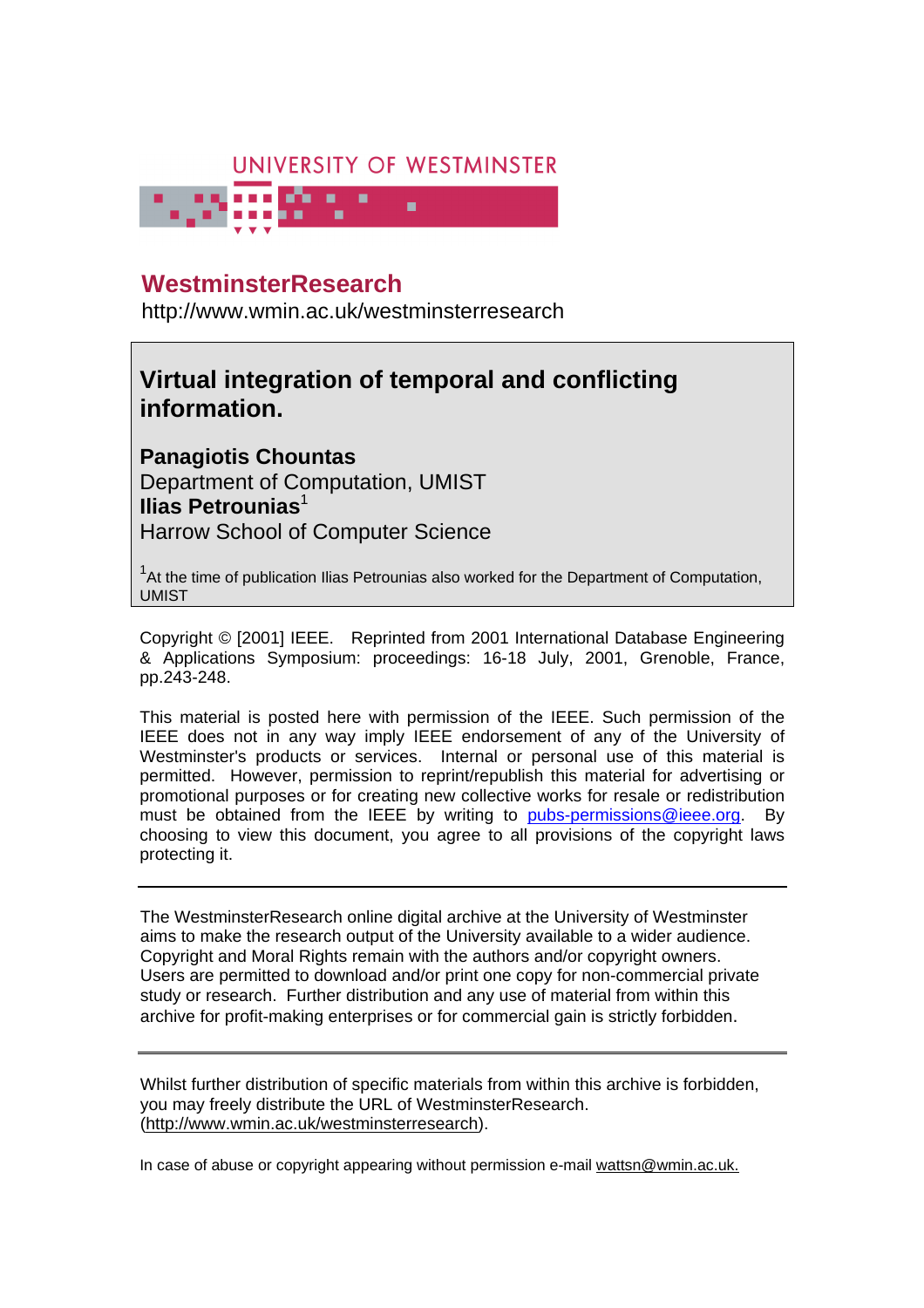UNIVERSITY OF WESTMINSTER

## WestminsterResearch

http://www.wmin.ac.uk/westminsterresearch

# Virtual integration of temporal and conflicting information.

**Panagiotis Chountas**
Department of Computation, UMIST
**Ilias Petrounias**[1]
Harrow School of Computer Science

[1]At the time of publication Ilias Petrounias also worked for the Department of Computation, UMIST

Copyright © [2001] IEEE. Reprinted from 2001 International Database Engineering & Applications Symposium: proceedings: 16-18 July, 2001, Grenoble, France, pp.243-248.

This material is posted here with permission of the IEEE. Such permission of the IEEE does not in any way imply IEEE endorsement of any of the University of Westminster's products or services. Internal or personal use of this material is permitted. However, permission to reprint/republish this material for advertising or promotional purposes or for creating new collective works for resale or redistribution must be obtained from the IEEE by writing to pubs-permissions@ieee.org. By choosing to view this document, you agree to all provisions of the copyright laws protecting it.

---

The WestminsterResearch online digital archive at the University of Westminster aims to make the research output of the University available to a wider audience. Copyright and Moral Rights remain with the authors and/or copyright owners. Users are permitted to download and/or print one copy for non-commercial private study or research. Further distribution and any use of material from within this archive for profit-making enterprises or for commercial gain is strictly forbidden.

---

Whilst further distribution of specific materials from within this archive is forbidden, you may freely distribute the URL of WestminsterResearch. (http://www.wmin.ac.uk/westminsterresearch).

In case of abuse or copyright appearing without permission e-mail wattsn@wmin.ac.uk.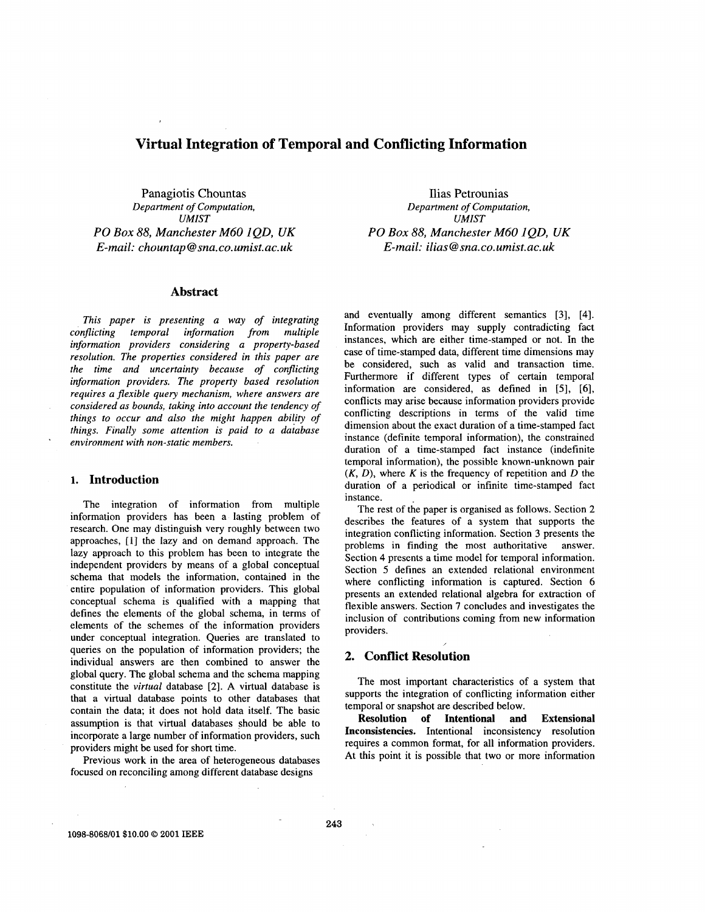# Virtual Integration of Temporal and Conflicting Information

Panagiotis Chountas
*Department of Computation,*
*UMIST*
*PO Box 88, Manchester M60 1QD, UK*
*E-mail: chountap@sna.co.umist.ac.uk*

Ilias Petrounias
*Department of Computation,*
*UMIST*
*PO Box 88, Manchester M60 1QD, UK*
*E-mail: ilias@sna.co.umist.ac.uk*

## Abstract

*This paper is presenting a way of integrating conflicting temporal information from multiple information providers considering a property-based resolution. The properties considered in this paper are the time and uncertainty because of conflicting information providers. The property based resolution requires a flexible query mechanism, where answers are considered as bounds, taking into account the tendency of things to occur and also the might happen ability of things. Finally some attention is paid to a database environment with non-static members.*

## 1. Introduction

The integration of information from multiple information providers has been a lasting problem of research. One may distinguish very roughly between two approaches, [1] the lazy and on demand approach. The lazy approach to this problem has been to integrate the independent providers by means of a global conceptual schema that models the information, contained in the entire population of information providers. This global conceptual schema is qualified with a mapping that defines the elements of the global schema, in terms of elements of the schemes of the information providers under conceptual integration. Queries are translated to queries on the population of information providers; the individual answers are then combined to answer the global query. The global schema and the schema mapping constitute the *virtual* database [2]. A virtual database is that a virtual database points to other databases that contain the data; it does not hold data itself. The basic assumption is that virtual databases should be able to incorporate a large number of information providers, such providers might be used for short time.

Previous work in the area of heterogeneous databases focused on reconciling among different database designs and eventually among different semantics [3], [4]. Information providers may supply contradicting fact instances, which are either time-stamped or not. In the case of time-stamped data, different time dimensions may be considered, such as valid and transaction time. Furthermore if different types of certain temporal information are considered, as defined in [5], [6], conflicts may arise because information providers provide conflicting descriptions in terms of the valid time dimension about the exact duration of a time-stamped fact instance (definite temporal information), the constrained duration of a time-stamped fact instance (indefinite temporal information), the possible known-unknown pair $(K, D)$, where $K$ is the frequency of repetition and $D$ the duration of a periodical or infinite time-stamped fact instance.

The rest of the paper is organised as follows. Section 2 describes the features of a system that supports the integration conflicting information. Section 3 presents the problems in finding the most authoritative answer. Section 4 presents a time model for temporal information. Section 5 defines an extended relational environment where conflicting information is captured. Section 6 presents an extended relational algebra for extraction of flexible answers. Section 7 concludes and investigates the inclusion of contributions coming from new information providers.

## 2. Conflict Resolution

The most important characteristics of a system that supports the integration of conflicting information either temporal or snapshot are described below.

**Resolution of Intentional and Extensional Inconsistencies.** Intentional inconsistency resolution requires a common format, for all information providers. At this point it is possible that two or more information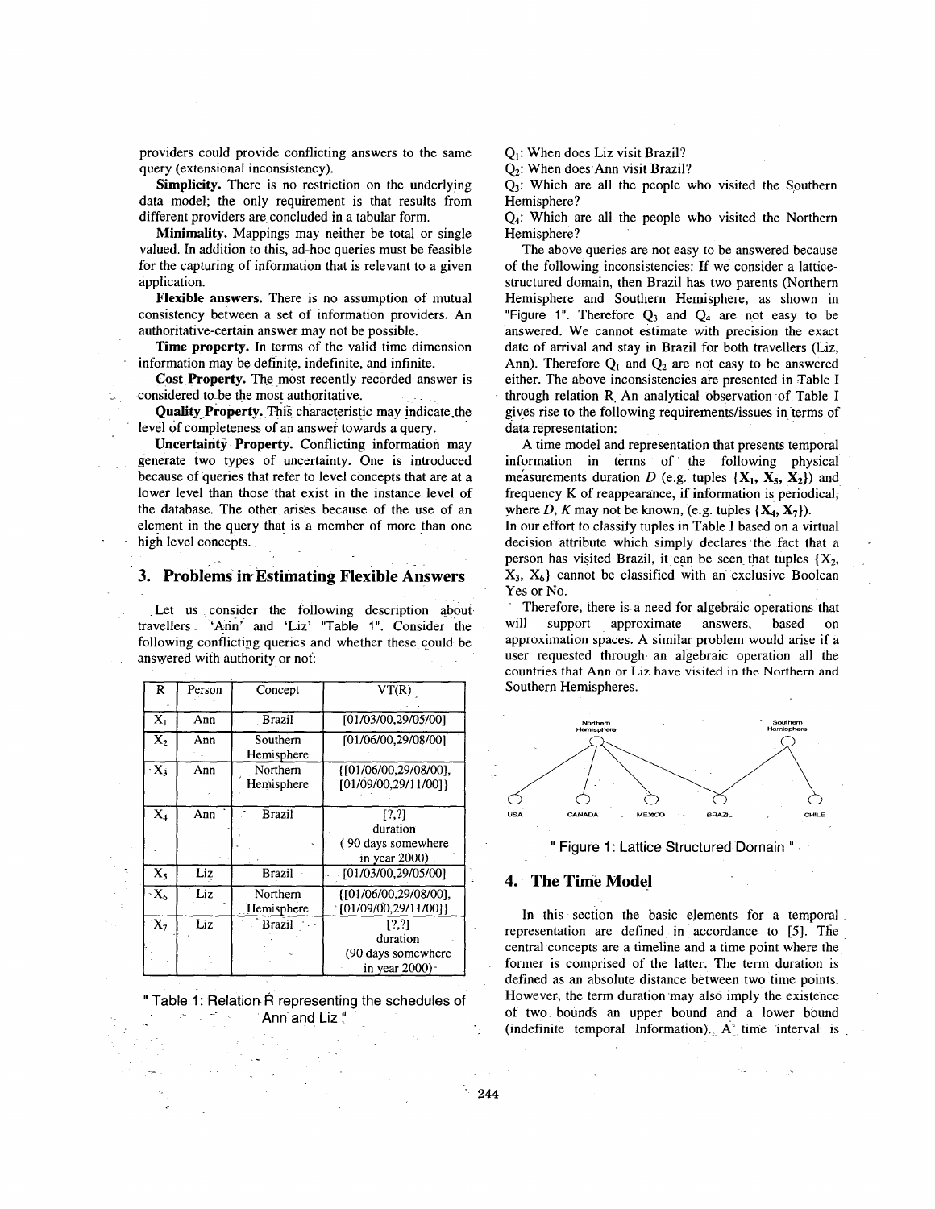providers could provide conflicting answers to the same query (extensional inconsistency).

**Simplicity.** There is no restriction on the underlying data model; the only requirement is that results from different providers are concluded in a tabular form.

**Minimality.** Mappings may neither be total or single valued. In addition to this, ad-hoc queries must be feasible for the capturing of information that is relevant to a given application.

**Flexible answers.** There is no assumption of mutual consistency between a set of information providers. An authoritative-certain answer may not be possible.

**Time property.** In terms of the valid time dimension information may be definite, indefinite, and infinite.

**Cost Property.** The most recently recorded answer is considered to be the most authoritative.

**Quality Property.** This characteristic may indicate the level of completeness of an answer towards a query.

**Uncertainty Property.** Conflicting information may generate two types of uncertainty. One is introduced because of queries that refer to level concepts that are at a lower level than those that exist in the instance level of the database. The other arises because of the use of an element in the query that is a member of more than one high level concepts.

## 3. Problems in Estimating Flexible Answers

Let us consider the following description about travellers 'Ann' and 'Liz' "Table 1". Consider the following conflicting queries and whether these could be answered with authority or not:

| R | Person | Concept | VT(R) |
|---|---|---|---|
| $X_1$ | Ann | Brazil | [01/03/00,29/05/00] |
| $X_2$ | Ann | Southern Hemisphere | [01/06/00,29/08/00] |
| $X_3$ | Ann | Northern Hemisphere | {[01/06/00,29/08/00], [01/09/00,29/11/00]} |
| $X_4$ | Ann | Brazil | [?,?] duration ( 90 days somewhere in year 2000) |
| $X_5$ | Liz | Brazil | [01/03/00,29/05/00] |
| $X_6$ | Liz | Northern Hemisphere | {[01/06/00,29/08/00], [01/09/00,29/11/00]} |
| $X_7$ | Liz | Brazil | [?,?] duration (90 days somewhere in year 2000) |

" Table 1: Relation R representing the schedules of Ann and Liz "

$Q_1$: When does Liz visit Brazil?

$Q_2$: When does Ann visit Brazil?

$Q_3$: Which are all the people who visited the Southern Hemisphere?

$Q_4$: Which are all the people who visited the Northern Hemisphere?

The above queries are not easy to be answered because of the following inconsistencies: If we consider a lattice-structured domain, then Brazil has two parents (Northern Hemisphere and Southern Hemisphere, as shown in "Figure 1". Therefore $Q_3$ and $Q_4$ are not easy to be answered. We cannot estimate with precision the exact date of arrival and stay in Brazil for both travellers (Liz, Ann). Therefore $Q_1$ and $Q_2$ are not easy to be answered either. The above inconsistencies are presented in Table I through relation R. An analytical observation of Table I gives rise to the following requirements/issues in terms of data representation:

A time model and representation that presents temporal information in terms of the following physical measurements duration $D$ (e.g. tuples $\{X_1, X_5, X_2\}$) and frequency K of reappearance, if information is periodical, where $D$, $K$ may not be known, (e.g. tuples $\{X_4, X_7\}$).

In our effort to classify tuples in Table I based on a virtual decision attribute which simply declares the fact that a person has visited Brazil, it can be seen that tuples $\{X_2, X_3, X_6\}$ cannot be classified with an exclusive Boolean Yes or No.

Therefore, there is a need for algebraic operations that will support approximate answers, based on approximation spaces. A similar problem would arise if a user requested through an algebraic operation all the countries that Ann or Liz have visited in the Northern and Southern Hemispheres.

" Figure 1: Lattice Structured Domain "

## 4. The Time Model

In this section the basic elements for a temporal representation are defined in accordance to [5]. The central concepts are a timeline and a time point where the former is comprised of the latter. The term duration is defined as an absolute distance between two time points. However, the term duration may also imply the existence of two bounds an upper bound and a lower bound (indefinite temporal Information). A time interval is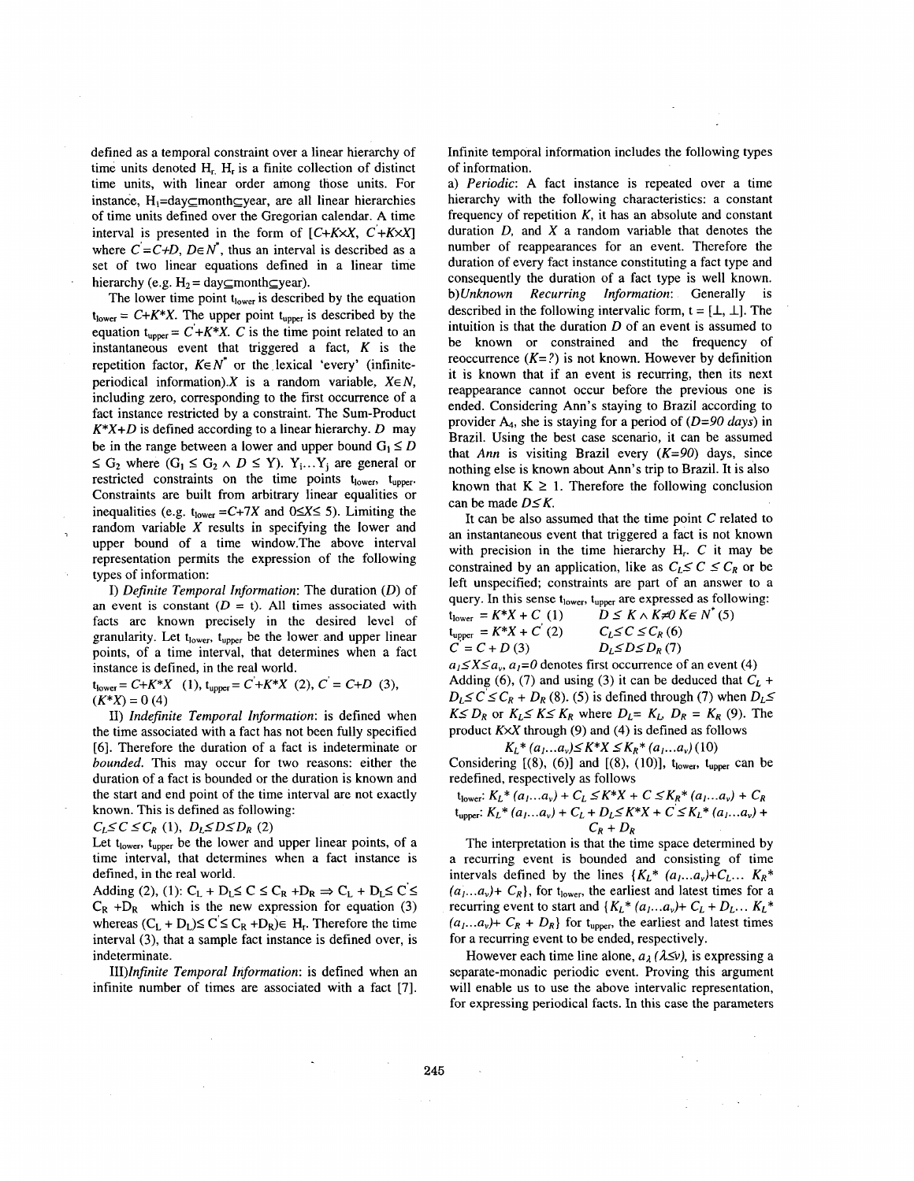defined as a temporal constraint over a linear hierarchy of time units denoted $H_r$. $H_r$ is a finite collection of distinct time units, with linear order among those units. For instance, $H_1$=day⊆month⊆year, are all linear hierarchies of time units defined over the Gregorian calendar. A time interval is presented in the form of $[C+K \times X,\ C'+K \times X]$ where $C'=C+D$, $D \in N^*$, thus an interval is described as a set of two linear equations defined in a linear time hierarchy (e.g. $H_2$= day⊆month⊆year).

The lower time point $t_{lower}$ is described by the equation $t_{lower} = C+K*X$. The upper point $t_{upper}$ is described by the equation $t_{upper} = C'+K*X$. $C$ is the time point related to an instantaneous event that triggered a fact, $K$ is the repetition factor, $K \in N^*$ or the lexical 'every' (infinite-periodical information).$X$ is a random variable, $X \in N$, including zero, corresponding to the first occurrence of a fact instance restricted by a constraint. The Sum-Product $K*X+D$ is defined according to a linear hierarchy. $D$ may be in the range between a lower and upper bound $G_1 \leq D \leq G_2$ where $(G_1 \leq G_2 \wedge D \leq Y)$. $Y_1 \ldots Y_j$ are general or restricted constraints on the time points $t_{lower}$, $t_{upper}$. Constraints are built from arbitrary linear equalities or inequalities (e.g. $t_{lower} = C+7X$ and $0 \leq X \leq 5$). Limiting the random variable $X$ results in specifying the lower and upper bound of a time window.The above interval representation permits the expression of the following types of information:

I) *Definite Temporal Information*: The duration ($D$) of an event is constant ($D$ = t). All times associated with facts are known precisely in the desired level of granularity. Let $t_{lower}$, $t_{upper}$ be the lower and upper linear points, of a time interval, that determines when a fact instance is defined, in the real world.

$t_{lower} = C+K*X$ (1), $t_{upper} = C'+K*X$ (2), $C' = C+D$ (3), $(K*X) = 0$ (4)

II) *Indefinite Temporal Information*: is defined when the time associated with a fact has not been fully specified [6]. Therefore the duration of a fact is indeterminate or *bounded*. This may occur for two reasons: either the duration of a fact is bounded or the duration is known and the start and end point of the time interval are not exactly known. This is defined as following:

$C_L \leq C \leq C_R$ (1), $D_L \leq D \leq D_R$ (2)

Let $t_{lower}$, $t_{upper}$ be the lower and upper linear points, of a time interval, that determines when a fact instance is defined, in the real world.

Adding (2), (1): $C_L + D_L \leq C \leq C_R + D_R \Rightarrow C_L + D_L \leq C' \leq C_R + D_R$ which is the new expression for equation (3) whereas $(C_L + D_L) \leq C' \leq C_R + D_R) \in H_r$. Therefore the time interval (3), that a sample fact instance is defined over, is indeterminate.

III) *Infinite Temporal Information*: is defined when an infinite number of times are associated with a fact [7]. Infinite temporal information includes the following types of information.

a) *Periodic*: A fact instance is repeated over a time hierarchy with the following characteristics: a constant frequency of repetition $K$, it has an absolute and constant duration $D$, and $X$ a random variable that denotes the number of reappearances for an event. Therefore the duration of every fact instance constituting a fact type and consequently the duration of a fact type is well known.

b) *Unknown Recurring Information*: Generally is described in the following intervalic form, t = [⊥, ⊥]. The intuition is that the duration $D$ of an event is assumed to be known or constrained and the frequency of reoccurrence ($K$=?) is not known. However by definition it is known that if an event is recurring, then its next reappearance cannot occur before the previous one is ended. Considering Ann's staying to Brazil according to provider $A_4$, she is staying for a period of ($D$=*90 days*) in Brazil. Using the best case scenario, it can be assumed that *Ann* is visiting Brazil every ($K$=*90*) days, since nothing else is known about Ann's trip to Brazil. It is also known that $K \geq 1$. Therefore the following conclusion can be made $D \leq K$.

It can be also assumed that the time point $C$ related to an instantaneous event that triggered a fact is not known with precision in the time hierarchy $H_r$. $C$ it may be constrained by an application, like as $C_L \leq C \leq C_R$ or be left unspecified; constraints are part of an answer to a query. In this sense $t_{lower}$, $t_{upper}$ are expressed as following:

$t_{lower} = K*X + C$ (1) $\qquad D \leq K \wedge K \neq 0\ K \in N^*$ (5)

$t_{upper} = K*X + C'$ (2) $\qquad C_L \leq C \leq C_R$ (6)

$C' = C + D$ (3) $\qquad D_L \leq D \leq D_R$ (7)

$a_1 \leq X \leq a_v$, $a_1 = 0$ denotes first occurrence of an event (4)

Adding (6), (7) and using (3) it can be deduced that $C_L + D_L \leq C' \leq C_R + D_R$ (8). (5) is defined through (7) when $D_L \leq K \leq D_R$ or $K_L \leq K \leq K_R$ where $D_L = K_L$, $D_R = K_R$ (9). The product $K \times X$ through (9) and (4) is defined as follows

$$K_L * (a_1 \ldots a_v) \leq K*X \leq K_R * (a_1 \ldots a_v)\ (10)$$

Considering [(8), (6)] and [(8), (10)], $t_{lower}$, $t_{upper}$ can be redefined, respectively as follows

$t_{lower}$: $K_L * (a_1 \ldots a_v) + C_L \leq K*X + C \leq K_R * (a_1 \ldots a_v) + C_R$

$t_{upper}$: $K_L * (a_1 \ldots a_v) + C_L + D_L \leq K*X + C' \leq K_L * (a_1 \ldots a_v) + C_R + D_R$

The interpretation is that the time space determined by a recurring event is bounded and consisting of time intervals defined by the lines $\{K_L * (a_1 \ldots a_v) + C_L \ldots K_R * (a_1 \ldots a_v) + C_R\}$, for $t_{lower}$, the earliest and latest times for a recurring event to start and $\{K_L * (a_1 \ldots a_v) + C_L + D_L \ldots K_L * (a_1 \ldots a_v) + C_R + D_R\}$ for $t_{upper}$, the earliest and latest times for a recurring event to be ended, respectively.

However each time line alone, $a_\lambda$ ($\lambda \leq v$), is expressing a separate-monadic periodic event. Proving this argument will enable us to use the above intervalic representation, for expressing periodical facts. In this case the parameters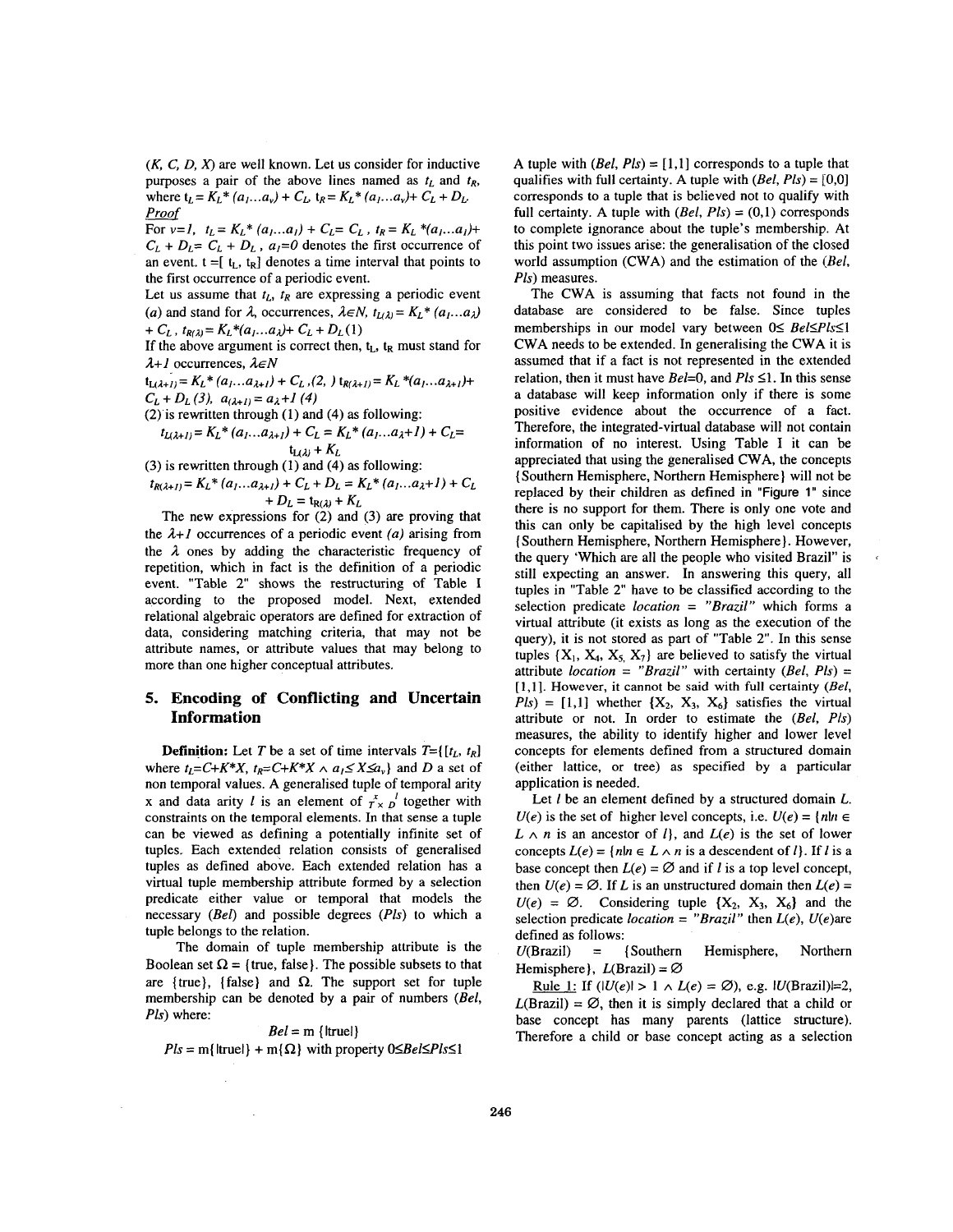$(K, C, D, X)$ are well known. Let us consider for inductive purposes a pair of the above lines named as $t_L$ and $t_R$, where $t_L = K_L*(a_1...a_v) + C_L$, $t_R = K_L*(a_1...a_v) + C_L + D_L$.

*Proof*

For $v=1$, $t_L = K_L*(a_1...a_1) + C_L = C_L$, $t_R = K_L*(a_1...a_1) + C_L + D_L = C_L + D_L$, $a_1=0$ denotes the first occurrence of an event. $t = [t_L, t_R]$ denotes a time interval that points to the first occurrence of a periodic event.

Let us assume that $t_L$, $t_R$ are expressing a periodic event $(a)$ and stand for $\lambda$, occurrences, $\lambda \in N$, $t_{L(\lambda)} = K_L*(a_1...a_\lambda) + C_L$, $t_{R(\lambda)} = K_L*(a_1...a_\lambda) + C_L + D_L$ (1)

If the above argument is correct then, $t_L$, $t_R$ must stand for $\lambda+1$ occurrences, $\lambda \in N$

$t_{L(\lambda+1)} = K_L*(a_1...a_{\lambda+1}) + C_L$, (2, ) $t_{R(\lambda+1)} = K_L*(a_1...a_{\lambda+1}) + C_L + D_L$ (3), $a_{(\lambda+1)} = a_\lambda + 1$ (4)

(2) is rewritten through (1) and (4) as following:

$$t_{L(\lambda+1)} = K_L*(a_1...a_{\lambda+1}) + C_L = K_L*(a_1...a_\lambda+1) + C_L = t_{L(\lambda)} + K_L$$

(3) is rewritten through (1) and (4) as following:

$$t_{R(\lambda+1)} = K_L*(a_1...a_{\lambda+1}) + C_L + D_L = K_L*(a_1...a_\lambda+1) + C_L + D_L = t_{R(\lambda)} + K_L$$

The new expressions for (2) and (3) are proving that the $\lambda+1$ occurrences of a periodic event $(a)$ arising from the $\lambda$ ones by adding the characteristic frequency of repetition, which in fact is the definition of a periodic event. "Table 2" shows the restructuring of Table I according to the proposed model. Next, extended relational algebraic operators are defined for extraction of data, considering matching criteria, that may not be attribute names, or attribute values that may belong to more than one higher conceptual attributes.

## 5. Encoding of Conflicting and Uncertain Information

**Definition:** Let $T$ be a set of time intervals $T=\{[t_L, t_R]$ where $t_L=C+K*X$, $t_R=C+K*X \wedge a_1 \leq X \leq a_v\}$ and $D$ a set of non temporal values. A generalised tuple of temporal arity x and data arity $l$ is an element of $T^x \times D^l$ together with constraints on the temporal elements. In that sense a tuple can be viewed as defining a potentially infinite set of tuples. Each extended relation consists of generalised tuples as defined above. Each extended relation has a virtual tuple membership attribute formed by a selection predicate either value or temporal that models the necessary (*Bel*) and possible degrees (*Pls*) to which a tuple belongs to the relation.

The domain of tuple membership attribute is the Boolean set $\Omega = \{\text{true, false}\}$. The possible subsets to that are {true}, {false} and $\Omega$. The support set for tuple membership can be denoted by a pair of numbers (*Bel*, *Pls*) where:

$$Bel = m\{|\text{true}|\}$$

$$Pls = m\{|\text{true}|\} + m\{\Omega\} \text{ with property } 0 \leq Bel \leq Pls \leq 1$$

A tuple with $(Bel, Pls) = [1,1]$ corresponds to a tuple that qualifies with full certainty. A tuple with $(Bel, Pls) = [0,0]$ corresponds to a tuple that is believed not to qualify with full certainty. A tuple with $(Bel, Pls) = (0,1)$ corresponds to complete ignorance about the tuple's membership. At this point two issues arise: the generalisation of the closed world assumption (CWA) and the estimation of the (*Bel*, *Pls*) measures.

The CWA is assuming that facts not found in the database are considered to be false. Since tuples memberships in our model vary between $0 \leq Bel \leq Pls \leq 1$ CWA needs to be extended. In generalising the CWA it is assumed that if a fact is not represented in the extended relation, then it must have $Bel=0$, and $Pls \leq 1$. In this sense a database will keep information only if there is some positive evidence about the occurrence of a fact. Therefore, the integrated-virtual database will not contain information of no interest. Using Table I it can be appreciated that using the generalised CWA, the concepts {Southern Hemisphere, Northern Hemisphere} will not be replaced by their children as defined in "Figure 1" since there is no support for them. There is only one vote and this can only be capitalised by the high level concepts {Southern Hemisphere, Northern Hemisphere}. However, the query 'Which are all the people who visited Brazil" is still expecting an answer. In answering this query, all tuples in "Table 2" have to be classified according to the selection predicate *location = "Brazil"* which forms a virtual attribute (it exists as long as the execution of the query), it is not stored as part of "Table 2". In this sense tuples $\{X_1, X_4, X_5, X_7\}$ are believed to satisfy the virtual attribute *location = "Brazil"* with certainty $(Bel, Pls) = [1,1]$. However, it cannot be said with full certainty $(Bel, Pls) = [1,1]$ whether $\{X_2, X_3, X_6\}$ satisfies the virtual attribute or not. In order to estimate the (*Bel*, *Pls*) measures, the ability to identify higher and lower level concepts for elements defined from a structured domain (either lattice, or tree) as specified by a particular application is needed.

Let $l$ be an element defined by a structured domain $L$. $U(e)$ is the set of higher level concepts, i.e. $U(e) = \{n | n \in L \wedge n \text{ is an ancestor of } l\}$, and $L(e)$ is the set of lower concepts $L(e) = \{n | n \in L \wedge n \text{ is a descendent of } l\}$. If $l$ is a base concept then $L(e) = \emptyset$ and if $l$ is a top level concept, then $U(e) = \emptyset$. If $L$ is an unstructured domain then $L(e) = U(e) = \emptyset$. Considering tuple $\{X_2, X_3, X_6\}$ and the selection predicate *location = "Brazil"* then $L(e)$, $U(e)$ are defined as follows:

$U(\text{Brazil})$ = {Southern Hemisphere, Northern Hemisphere}, $L(\text{Brazil}) = \emptyset$

Rule 1: If $(|U(e)| > 1 \wedge L(e) = \emptyset)$, e.g. $|U(\text{Brazil})|=2$, $L(\text{Brazil}) = \emptyset$, then it is simply declared that a child or base concept has many parents (lattice structure). Therefore a child or base concept acting as a selection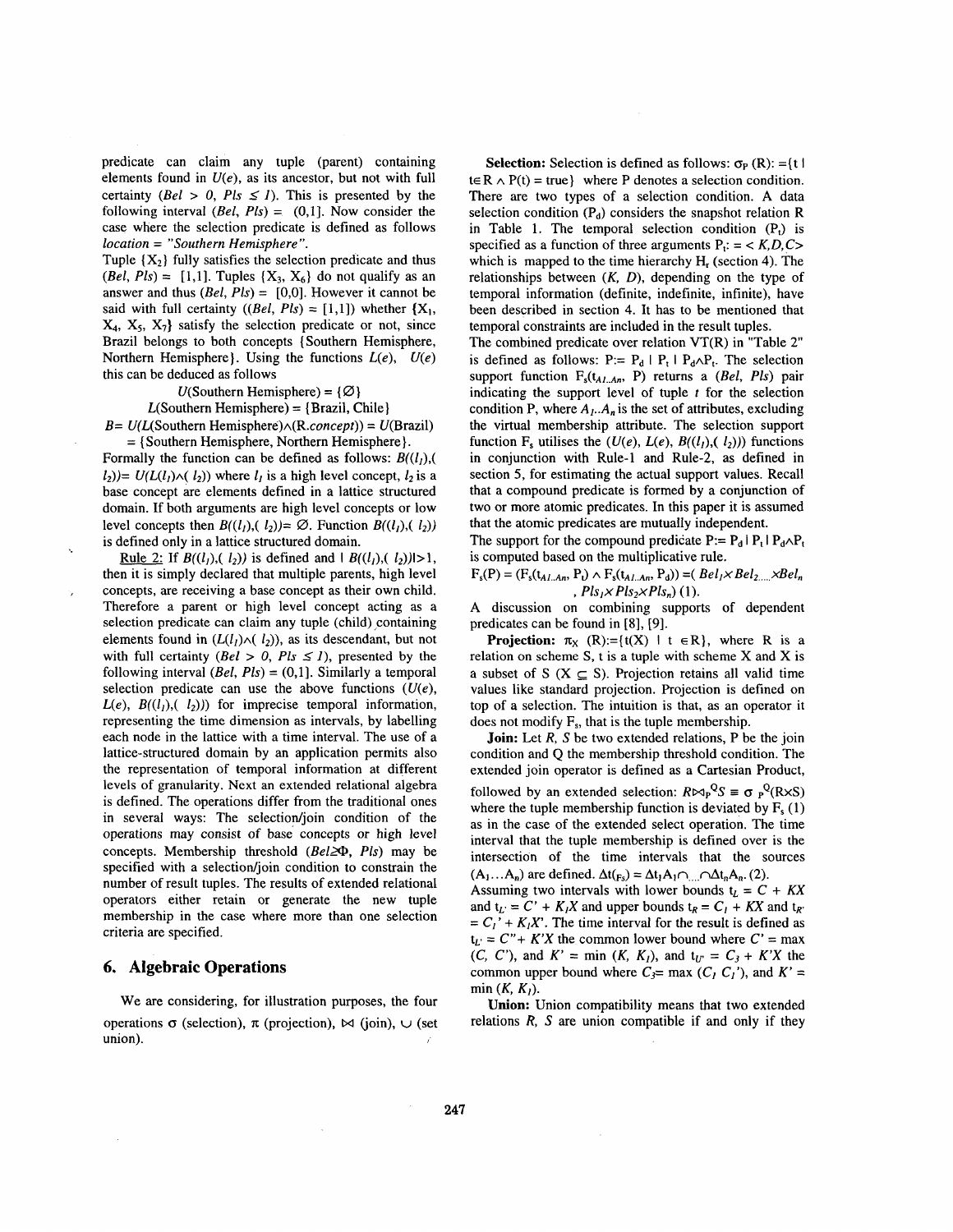predicate can claim any tuple (parent) containing elements found in $U(e)$, as its ancestor, but not with full certainty ($Bel > 0$, $Pls \leq 1$). This is presented by the following interval ($Bel$, $Pls$) = (0,1]. Now consider the case where the selection predicate is defined as follows *location = "Southern Hemisphere"*.

Tuple $\{X_2\}$ fully satisfies the selection predicate and thus ($Bel$, $Pls$) = [1,1]. Tuples $\{X_3, X_6\}$ do not qualify as an answer and thus ($Bel$, $Pls$) = [0,0]. However it cannot be said with full certainty (($Bel$, $Pls$) = [1,1]) whether $\{X_1, X_4, X_5, X_7\}$ satisfy the selection predicate or not, since Brazil belongs to both concepts {Southern Hemisphere, Northern Hemisphere}. Using the functions $L(e)$, $U(e)$ this can be deduced as follows

$U$(Southern Hemisphere) = $\{\emptyset\}$

$L$(Southern Hemisphere) = {Brazil, Chile}

$B = U(L(\text{Southern Hemisphere}) \wedge (R.concept)) = U(\text{Brazil})$ = {Southern Hemisphere, Northern Hemisphere}.

Formally the function can be defined as follows: $B((l_1),(l_2)) = U(L(l_1) \wedge (l_2))$ where $l_1$ is a high level concept, $l_2$ is a base concept are elements defined in a lattice structured domain. If both arguments are high level concepts or low level concepts then $B((l_1),(l_2)) = \emptyset$. Function $B((l_1),(l_2))$ is defined only in a lattice structured domain.

<u>Rule 2:</u> If $B((l_1),(l_2))$ is defined and $|B((l_1),(l_2))| > 1$, then it is simply declared that multiple parents, high level concepts, are receiving a base concept as their own child. Therefore a parent or high level concept acting as a selection predicate can claim any tuple (child) containing elements found in $(L(l_1) \wedge (l_2))$, as its descendant, but not with full certainty ($Bel > 0$, $Pls \leq 1$), presented by the following interval ($Bel$, $Pls$) = (0,1]. Similarly a temporal selection predicate can use the above functions ($U(e)$, $L(e)$, $B((l_1),(l_2))$) for imprecise temporal information, representing the time dimension as intervals, by labelling each node in the lattice with a time interval. The use of a lattice-structured domain by an application permits also the representation of temporal information at different levels of granularity. Next an extended relational algebra is defined. The operations differ from the traditional ones in several ways: The selection/join condition of the operations may consist of base concepts or high level concepts. Membership threshold ($Bel \geq \Phi$, $Pls$) may be specified with a selection/join condition to constrain the number of result tuples. The results of extended relational operators either retain or generate the new tuple membership in the case where more than one selection criteria are specified.

## 6. Algebraic Operations

We are considering, for illustration purposes, the four operations $\sigma$ (selection), $\pi$ (projection), $\bowtie$ (join), $\cup$ (set union).

**Selection:** Selection is defined as follows: $\sigma_P(R) := \{t \mid t \in R \wedge P(t) = \text{true}\}$ where P denotes a selection condition. There are two types of a selection condition. A data selection condition ($P_d$) considers the snapshot relation R in Table 1. The temporal selection condition ($P_t$) is specified as a function of three arguments $P_t := \langle K, D, C \rangle$ which is mapped to the time hierarchy $H_t$ (section 4). The relationships between ($K$, $D$), depending on the type of temporal information (definite, indefinite, infinite), have been described in section 4. It has to be mentioned that temporal constraints are included in the result tuples.

The combined predicate over relation VT(R) in "Table 2" is defined as follows: $P := P_d \mid P_t \mid P_d \wedge P_t$. The selection support function $F_s(t_{A1..An}, P)$ returns a ($Bel$, $Pls$) pair indicating the support level of tuple $t$ for the selection condition P, where $A_1..A_n$ is the set of attributes, excluding the virtual membership attribute. The selection support function $F_s$ utilises the ($U(e)$, $L(e)$, $B((l_1),(l_2))$) functions in conjunction with Rule-1 and Rule-2, as defined in section 5, for estimating the actual support values. Recall that a compound predicate is formed by a conjunction of two or more atomic predicates. In this paper it is assumed that the atomic predicates are mutually independent.

The support for the compound predicate $P := P_d \mid P_t \mid P_d \wedge P_t$ is computed based on the multiplicative rule.

$F_s(P) = (F_s(t_{A1..An}, P_t) \wedge F_s(t_{A1..An}, P_d)) = (Bel_1 \times Bel_2 ..... \times Bel_n, Pls_1 \times Pls_2 \times Pls_n)$ (1).

A discussion on combining supports of dependent predicates can be found in [8], [9].

**Projection:** $\pi_X(R) := \{t(X) \mid t \in R\}$, where R is a relation on scheme S, t is a tuple with scheme X and X is a subset of S ($X \subseteq S$). Projection retains all valid time values like standard projection. Projection is defined on top of a selection. The intuition is that, as an operator it does not modify $F_s$, that is the tuple membership.

**Join:** Let $R$, $S$ be two extended relations, P be the join condition and Q the membership threshold condition. The extended join operator is defined as a Cartesian Product, followed by an extended selection: $R \bowtie_P^Q S \equiv \sigma_P^Q(R \times S)$ where the tuple membership function is deviated by $F_s$ (1) as in the case of the extended select operation. The time interval that the tuple membership is defined over is the intersection of the time intervals that the sources $(A_1 \ldots A_n)$ are defined. $\Delta t_{(F_s)} = \Delta t_1 A_1 \cap ... \cap \Delta t_n A_n$. (2).

Assuming two intervals with lower bounds $t_L = C + KX$ and $t_{L'} = C' + K_1 X$ and upper bounds $t_R = C_1 + KX$ and $t_{R'} = C_1' + K_1 X'$. The time interval for the result is defined as $t_{L'} = C'' + K'X$ the common lower bound where $C' = \max(C, C')$, and $K' = \min(K, K_1)$, and $t_{U'} = C_3 + K'X$ the common upper bound where $C_3 = \max(C_1\ C_1')$, and $K' = \min(K, K_1)$.

**Union:** Union compatibility means that two extended relations $R$, $S$ are union compatible if and only if they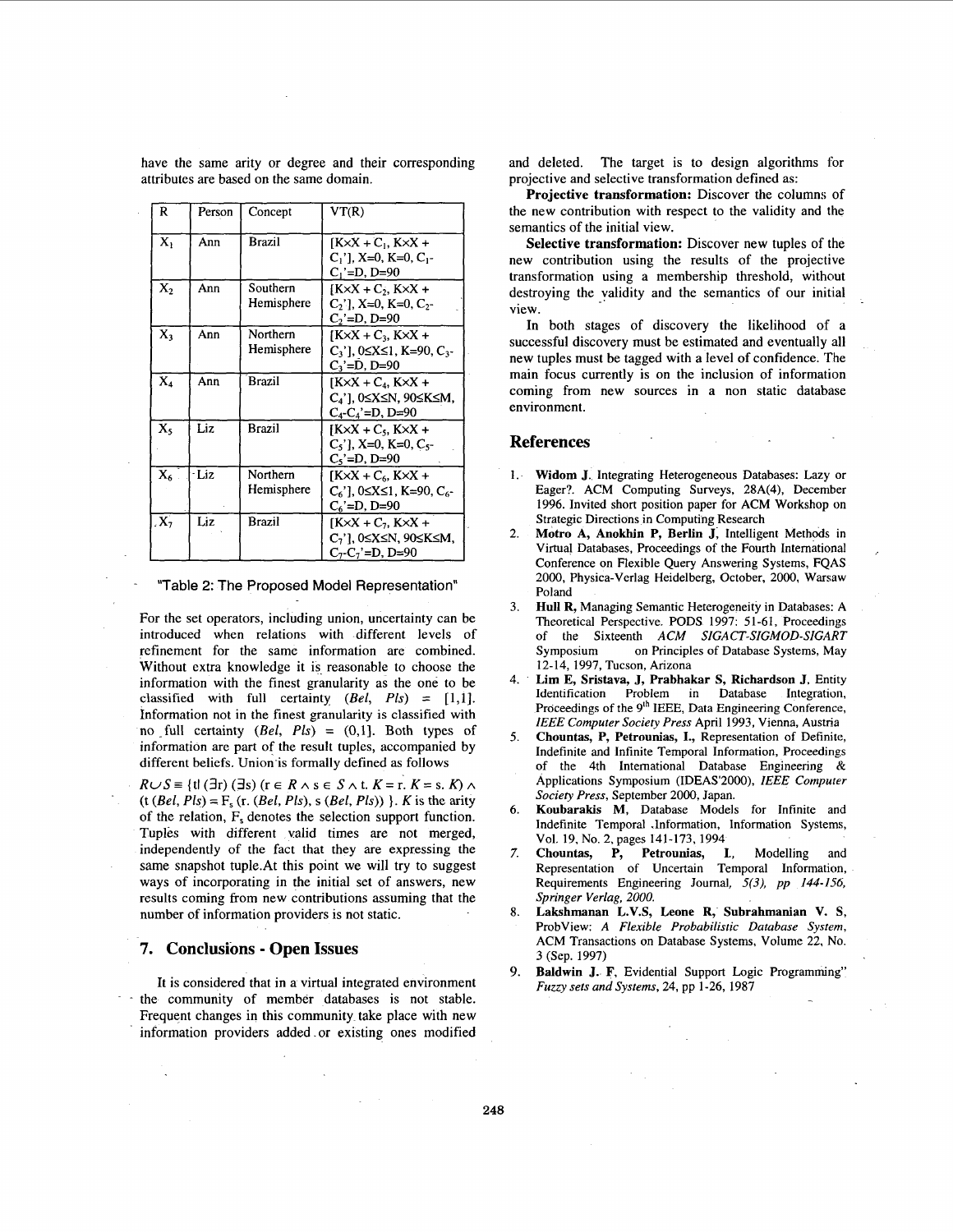have the same arity or degree and their corresponding attributes are based on the same domain.

| R | Person | Concept | VT(R) |
|---|---|---|---|
| $X_1$ | Ann | Brazil | $[K\times X + C_1, K\times X + C_1']$, $X=0$, $K=0$, $C_1-C_1'=D$, $D=90$ |
| $X_2$ | Ann | Southern Hemisphere | $[K\times X + C_2, K\times X + C_2']$, $X=0$, $K=0$, $C_2-C_2'=D$, $D=90$ |
| $X_3$ | Ann | Northern Hemisphere | $[K\times X + C_3, K\times X + C_3']$, $0\leq X\leq 1$, $K=90$, $C_3-C_3'=D$, $D=90$ |
| $X_4$ | Ann | Brazil | $[K\times X + C_4, K\times X + C_4']$, $0\leq X\leq N$, $90\leq K\leq M$, $C_4-C_4'=D$, $D=90$ |
| $X_5$ | Liz | Brazil | $[K\times X + C_5, K\times X + C_5']$, $X=0$, $K=0$, $C_5-C_5'=D$, $D=90$ |
| $X_6$ | Liz | Northern Hemisphere | $[K\times X + C_6, K\times X + C_6']$, $0\leq X\leq 1$, $K=90$, $C_6-C_6'=D$, $D=90$ |
| $X_7$ | Liz | Brazil | $[K\times X + C_7, K\times X + C_7']$, $0\leq X\leq N$, $90\leq K\leq M$, $C_7-C_7'=D$, $D=90$ |

"Table 2: The Proposed Model Representation"

For the set operators, including union, uncertainty can be introduced when relations with different levels of refinement for the same information are combined. Without extra knowledge it is reasonable to choose the information with the finest granularity as the one to be classified with full certainty $(Bel, Pls) = [1,1]$. Information not in the finest granularity is classified with no full certainty $(Bel, Pls) = (0,1]$. Both types of information are part of the result tuples, accompanied by different beliefs. Union is formally defined as follows

$R \cup S \equiv \{t \mid (\exists r)(\exists s)(r \in R \wedge s \in S \wedge t.K = r.K = s.K) \wedge (t\,(Bel, Pls) = F_s\,(r.(Bel, Pls), s\,(Bel, Pls))\}$. $K$ is the arity of the relation, $F_s$ denotes the selection support function. Tuples with different valid times are not merged, independently of the fact that they are expressing the same snapshot tuple. At this point we will try to suggest ways of incorporating in the initial set of answers, new results coming from new contributions assuming that the number of information providers is not static.

## 7. Conclusions - Open Issues

It is considered that in a virtual integrated environment the community of member databases is not stable. Frequent changes in this community take place with new information providers added or existing ones modified and deleted. The target is to design algorithms for projective and selective transformation defined as:

**Projective transformation:** Discover the columns of the new contribution with respect to the validity and the semantics of the initial view.

**Selective transformation:** Discover new tuples of the new contribution using the results of the projective transformation using a membership threshold, without destroying the validity and the semantics of our initial view.

In both stages of discovery the likelihood of a successful discovery must be estimated and eventually all new tuples must be tagged with a level of confidence. The main focus currently is on the inclusion of information coming from new sources in a non static database environment.

## References

1. **Widom J.** Integrating Heterogeneous Databases: Lazy or Eager?. ACM Computing Surveys, 28A(4), December 1996. Invited short position paper for ACM Workshop on Strategic Directions in Computing Research
2. **Motro A, Anokhin P, Berlin J,** Intelligent Methods in Virtual Databases, Proceedings of the Fourth International Conference on Flexible Query Answering Systems, FQAS 2000, Physica-Verlag Heidelberg, October, 2000, Warsaw Poland
3. **Hull R,** Managing Semantic Heterogeneity in Databases: A Theoretical Perspective. PODS 1997: 51-61, Proceedings of the Sixteenth *ACM SIGACT-SIGMOD-SIGART* Symposium on Principles of Database Systems, May 12-14, 1997, Tucson, Arizona
4. **Lim E, Sristava, J, Prabhakar S, Richardson J,** Entity Identification Problem in Database Integration, Proceedings of the 9th IEEE, Data Engineering Conference, *IEEE Computer Society Press* April 1993, Vienna, Austria
5. **Chountas, P, Petrounias, I.,** Representation of Definite, Indefinite and Infinite Temporal Information, Proceedings of the 4th International Database Engineering & Applications Symposium (IDEAS'2000), *IEEE Computer Society Press*, September 2000, Japan.
6. **Koubarakis M,** Database Models for Infinite and Indefinite Temporal Information, Information Systems, Vol. 19, No. 2, pages 141-173, 1994
7. **Chountas, P, Petrounias, I,** Modelling and Representation of Uncertain Temporal Information, Requirements Engineering Journal, *5(3), pp 144-156, Springer Verlag, 2000.*
8. **Lakshmanan L.V.S, Leone R, Subrahmanian V. S,** ProbView: *A Flexible Probabilistic Database System*, ACM Transactions on Database Systems, Volume 22, No. 3 (Sep. 1997)
9. **Baldwin J. F,** Evidential Support Logic Programming" *Fuzzy sets and Systems*, 24, pp 1-26, 1987